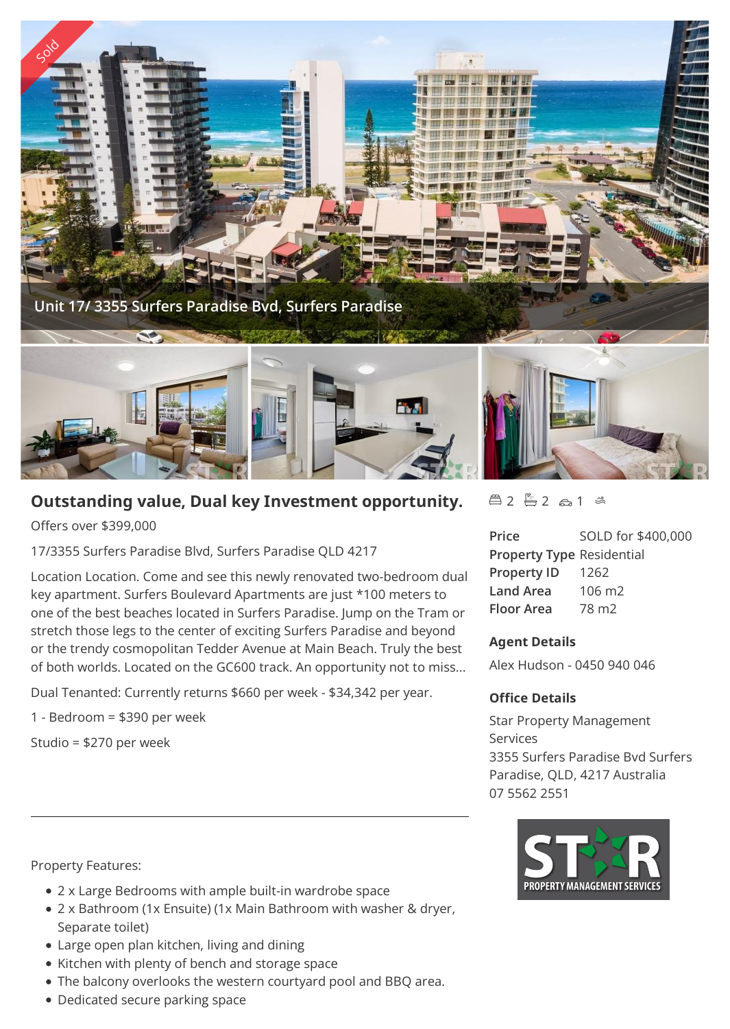Unit 17/ 3355 Surfers Paradise Bvd, Surfers Paradise

# Outstanding value, Dual key Investment opportunity.

2 2 1

Offers over $399,000

17/3355 Surfers Paradise Blvd, Surfers Paradise QLD 4217

Location Location. Come and see this newly renovated two-bedroom dual key apartment. Surfers Boulevard Apartments are just *100 meters to one of the best beaches located in Surfers Paradise. Jump on the Tram or stretch those legs to the center of exciting Surfers Paradise and beyond or the trendy cosmopolitan Tedder Avenue at Main Beach. Truly the best of both worlds. Located on the GC600 track. An opportunity not to miss...

Dual Tenanted: Currently returns $660 per week - $34,342 per year.

1 - Bedroom = $390 per week

Studio = $270 per week

| | |
|---|---|
| **Price** | SOLD for $400,000 |
| **Property Type** | Residential |
| **Property ID** | 1262 |
| **Land Area** | 106 m2 |
| **Floor Area** | 78 m2 |

## Agent Details

Alex Hudson - 0450 940 046

## Office Details

Star Property Management Services
3355 Surfers Paradise Bvd Surfers Paradise, QLD, 4217 Australia
07 5562 2551

---

Property Features:

- 2 x Large Bedrooms with ample built-in wardrobe space
- 2 x Bathroom (1x Ensuite) (1x Main Bathroom with washer & dryer, Separate toilet)
- Large open plan kitchen, living and dining
- Kitchen with plenty of bench and storage space
- The balcony overlooks the western courtyard pool and BBQ area.
- Dedicated secure parking space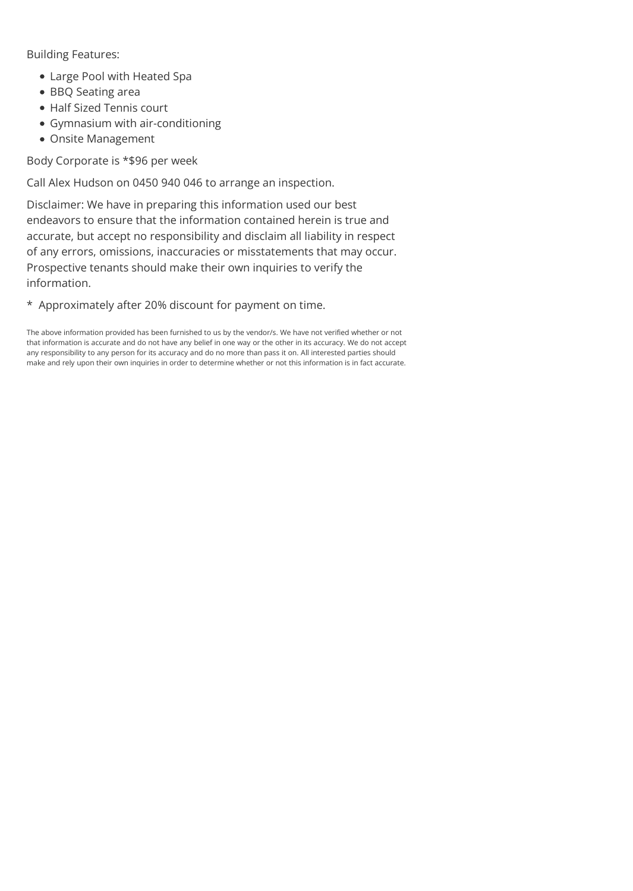Building Features:

- Large Pool with Heated Spa
- BBQ Seating area
- Half Sized Tennis court
- Gymnasium with air-conditioning
- Onsite Management

Body Corporate is *$96 per week

Call Alex Hudson on 0450 940 046 to arrange an inspection.

Disclaimer: We have in preparing this information used our best endeavors to ensure that the information contained herein is true and accurate, but accept no responsibility and disclaim all liability in respect of any errors, omissions, inaccuracies or misstatements that may occur. Prospective tenants should make their own inquiries to verify the information.

* Approximately after 20% discount for payment on time.

The above information provided has been furnished to us by the vendor/s. We have not verified whether or not that information is accurate and do not have any belief in one way or the other in its accuracy. We do not accept any responsibility to any person for its accuracy and do no more than pass it on. All interested parties should make and rely upon their own inquiries in order to determine whether or not this information is in fact accurate.